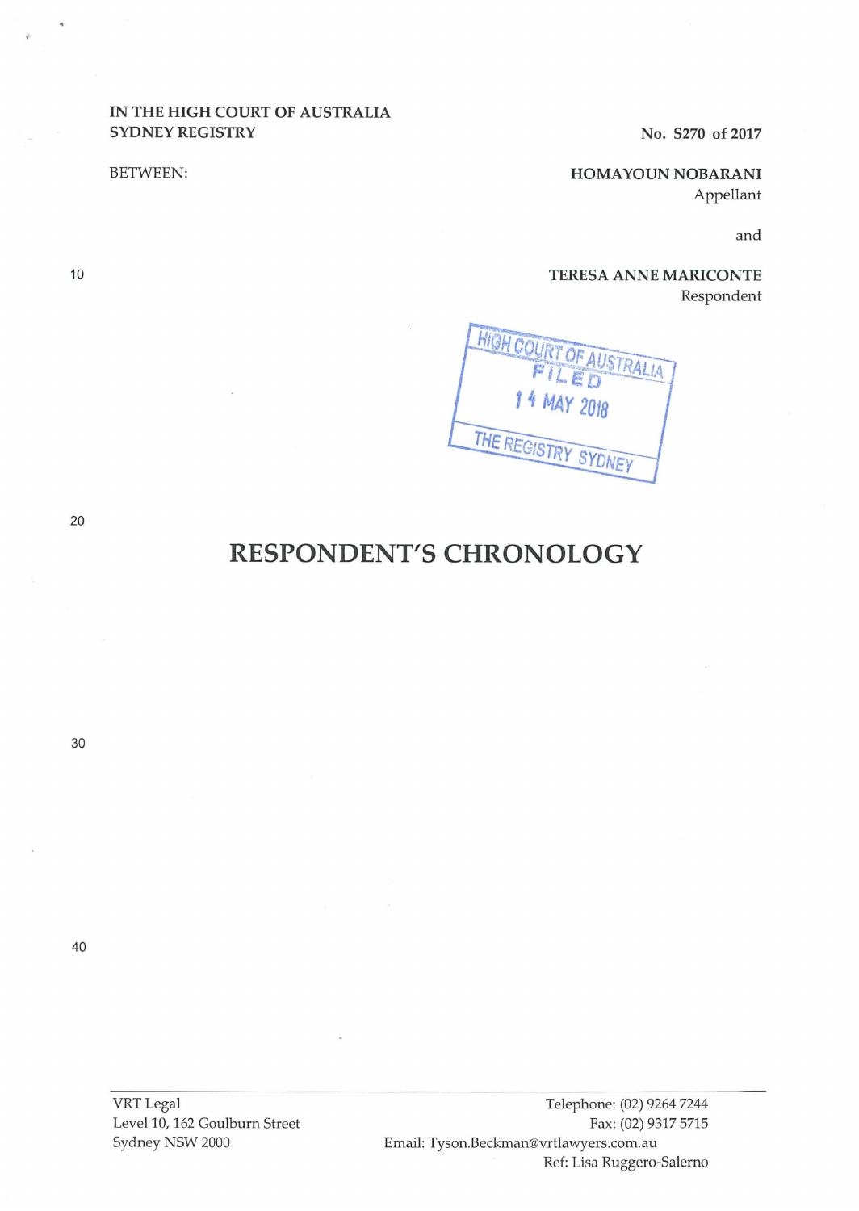IN THE HIGH COURT OF AUSTRALIA
SYDNEY REGISTRY

No. S270 of 2017

BETWEEN:

**HOMAYOUN NOBARANI**
Appellant

and

**TERESA ANNE MARICONTE**
Respondent

HIGH COURT OF AUSTRALIA
FILED
14 MAY 2018
THE REGISTRY SYDNEY

# RESPONDENT'S CHRONOLOGY

VRT Legal
Level 10, 162 Goulburn Street
Sydney NSW 2000

Telephone: (02) 9264 7244
Fax: (02) 9317 5715
Email: Tyson.Beckman@vrtlawyers.com.au
Ref: Lisa Ruggero-Salerno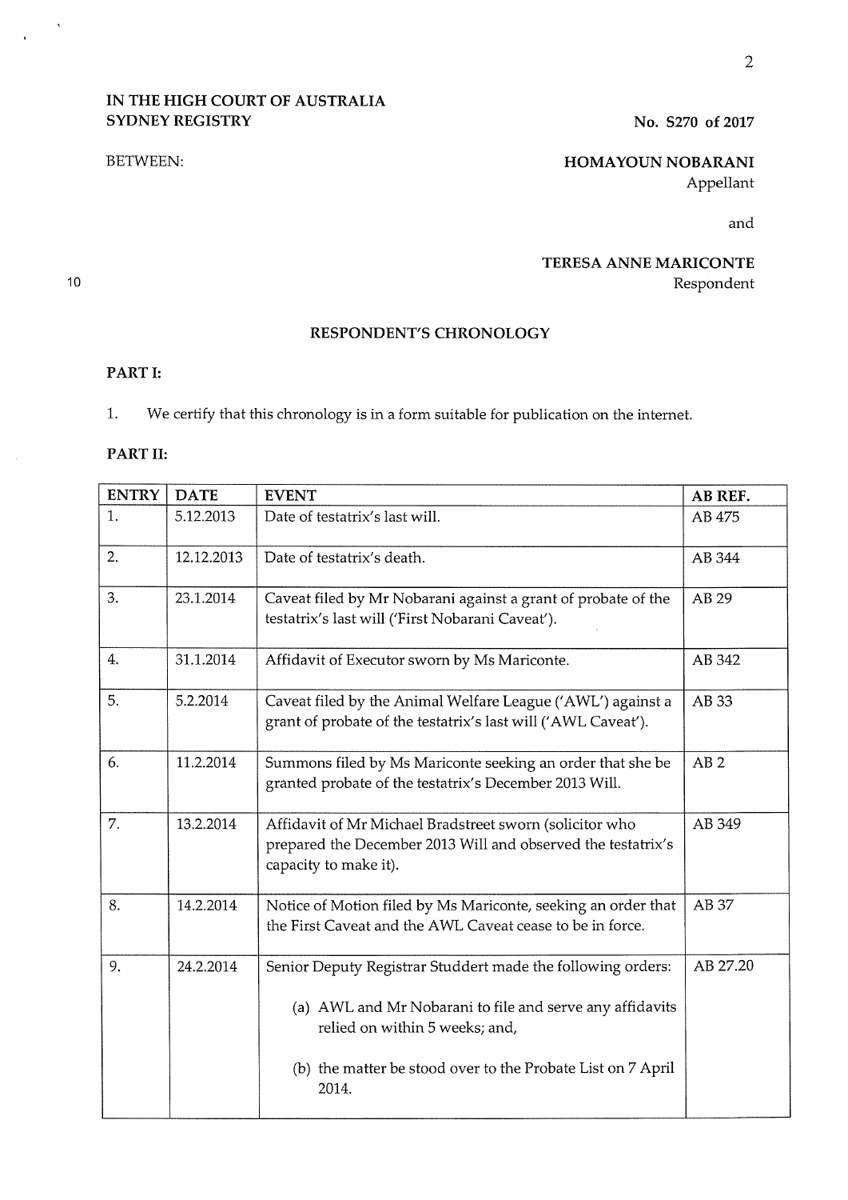**IN THE HIGH COURT OF AUSTRALIA**
**SYDNEY REGISTRY**

**No. S270 of 2017**

BETWEEN:

**HOMAYOUN NOBARANI**
Appellant

and

**TERESA ANNE MARICONTE**
Respondent

## RESPONDENT'S CHRONOLOGY

**PART I:**

1. We certify that this chronology is in a form suitable for publication on the internet.

**PART II:**

| ENTRY | DATE | EVENT | AB REF. |
|---|---|---|---|
| 1. | 5.12.2013 | Date of testatrix's last will. | AB 475 |
| 2. | 12.12.2013 | Date of testatrix's death. | AB 344 |
| 3. | 23.1.2014 | Caveat filed by Mr Nobarani against a grant of probate of the testatrix's last will ('First Nobarani Caveat'). | AB 29 |
| 4. | 31.1.2014 | Affidavit of Executor sworn by Ms Mariconte. | AB 342 |
| 5. | 5.2.2014 | Caveat filed by the Animal Welfare League ('AWL') against a grant of probate of the testatrix's last will ('AWL Caveat'). | AB 33 |
| 6. | 11.2.2014 | Summons filed by Ms Mariconte seeking an order that she be granted probate of the testatrix's December 2013 Will. | AB 2 |
| 7. | 13.2.2014 | Affidavit of Mr Michael Bradstreet sworn (solicitor who prepared the December 2013 Will and observed the testatrix's capacity to make it). | AB 349 |
| 8. | 14.2.2014 | Notice of Motion filed by Ms Mariconte, seeking an order that the First Caveat and the AWL Caveat cease to be in force. | AB 37 |
| 9. | 24.2.2014 | Senior Deputy Registrar Studdert made the following orders:<br><br>(a) AWL and Mr Nobarani to file and serve any affidavits relied on within 5 weeks; and,<br><br>(b) the matter be stood over to the Probate List on 7 April 2014. | AB 27.20 |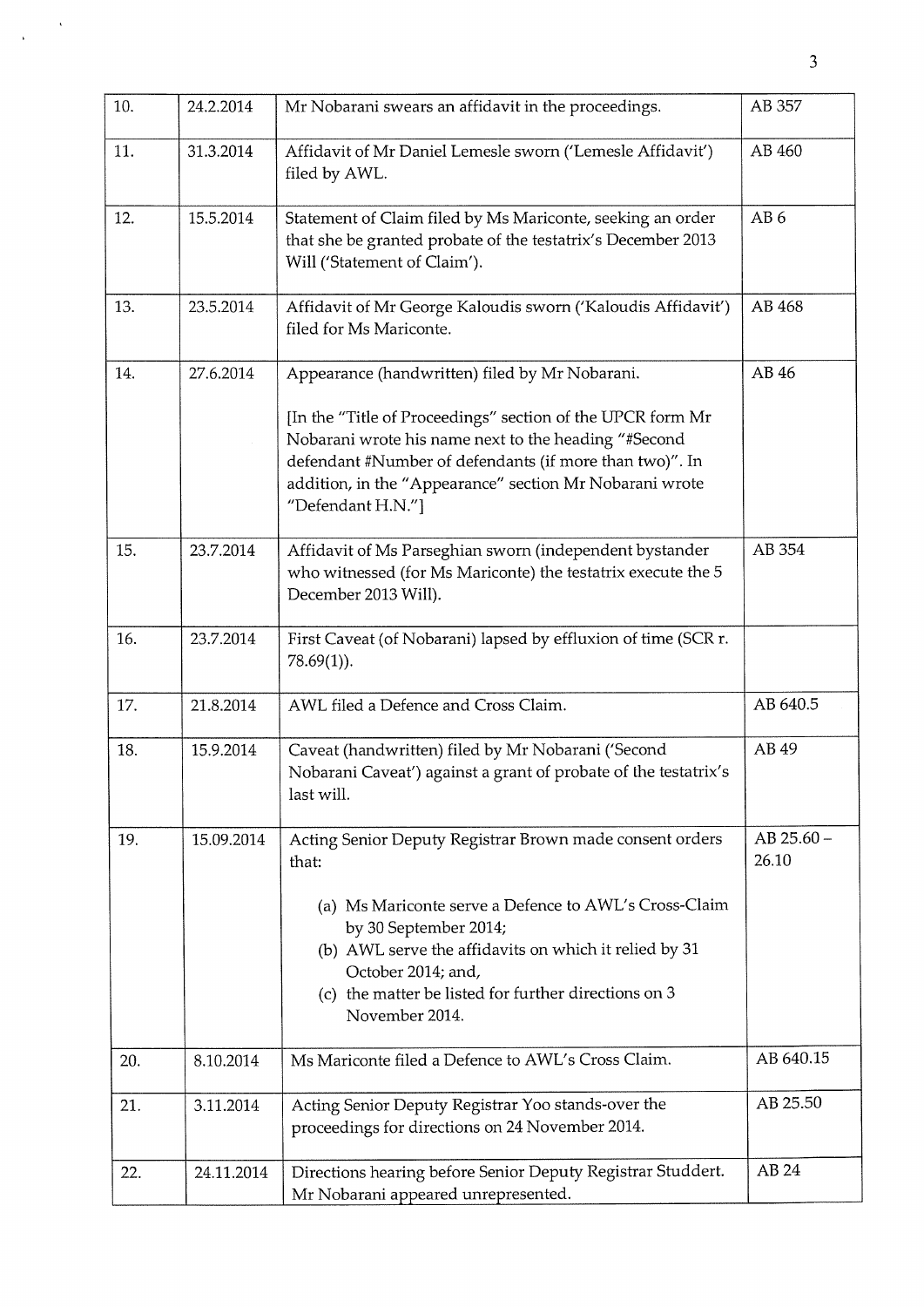| 10. | 24.2.2014 | Mr Nobarani swears an affidavit in the proceedings. | AB 357 |
|---|---|---|---|
| 11. | 31.3.2014 | Affidavit of Mr Daniel Lemesle sworn ('Lemesle Affidavit') filed by AWL. | AB 460 |
| 12. | 15.5.2014 | Statement of Claim filed by Ms Mariconte, seeking an order that she be granted probate of the testatrix's December 2013 Will ('Statement of Claim'). | AB 6 |
| 13. | 23.5.2014 | Affidavit of Mr George Kaloudis sworn ('Kaloudis Affidavit') filed for Ms Mariconte. | AB 468 |
| 14. | 27.6.2014 | Appearance (handwritten) filed by Mr Nobarani.<br><br>[In the "Title of Proceedings" section of the UPCR form Mr Nobarani wrote his name next to the heading "#Second defendant #Number of defendants (if more than two)". In addition, in the "Appearance" section Mr Nobarani wrote "Defendant H.N."] | AB 46 |
| 15. | 23.7.2014 | Affidavit of Ms Parseghian sworn (independent bystander who witnessed (for Ms Mariconte) the testatrix execute the 5 December 2013 Will). | AB 354 |
| 16. | 23.7.2014 | First Caveat (of Nobarani) lapsed by effluxion of time (SCR r. 78.69(1)). | |
| 17. | 21.8.2014 | AWL filed a Defence and Cross Claim. | AB 640.5 |
| 18. | 15.9.2014 | Caveat (handwritten) filed by Mr Nobarani ('Second Nobarani Caveat') against a grant of probate of the testatrix's last will. | AB 49 |
| 19. | 15.09.2014 | Acting Senior Deputy Registrar Brown made consent orders that:<br><br>(a) Ms Mariconte serve a Defence to AWL's Cross-Claim by 30 September 2014;<br>(b) AWL serve the affidavits on which it relied by 31 October 2014; and,<br>(c) the matter be listed for further directions on 3 November 2014. | AB 25.60 – 26.10 |
| 20. | 8.10.2014 | Ms Mariconte filed a Defence to AWL's Cross Claim. | AB 640.15 |
| 21. | 3.11.2014 | Acting Senior Deputy Registrar Yoo stands-over the proceedings for directions on 24 November 2014. | AB 25.50 |
| 22. | 24.11.2014 | Directions hearing before Senior Deputy Registrar Studdert. Mr Nobarani appeared unrepresented. | AB 24 |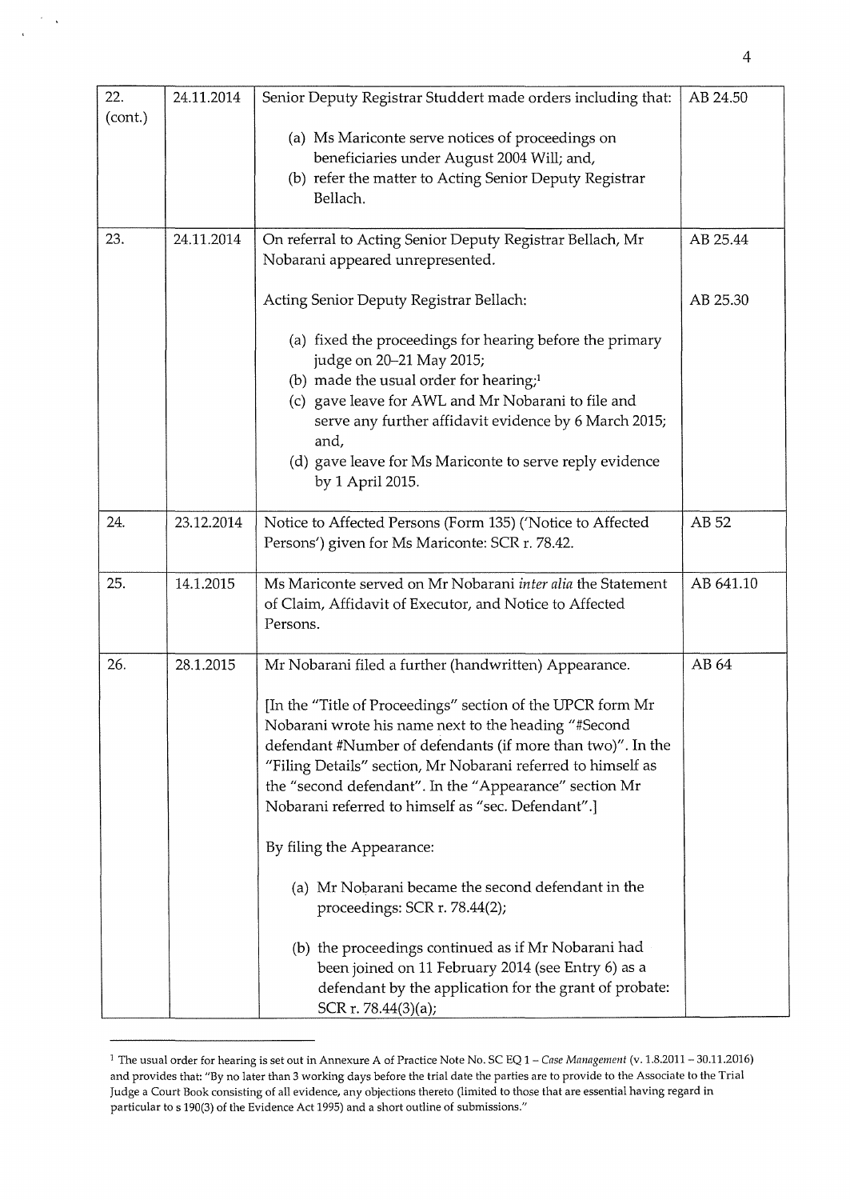| | | | |
|---|---|---|---|
| 22. (cont.) | 24.11.2014 | Senior Deputy Registrar Studdert made orders including that:<br><br>(a) Ms Mariconte serve notices of proceedings on beneficiaries under August 2004 Will; and,<br>(b) refer the matter to Acting Senior Deputy Registrar Bellach. | AB 24.50 |
| 23. | 24.11.2014 | On referral to Acting Senior Deputy Registrar Bellach, Mr Nobarani appeared unrepresented.<br><br>Acting Senior Deputy Registrar Bellach:<br><br>(a) fixed the proceedings for hearing before the primary judge on 20–21 May 2015;<br>(b) made the usual order for hearing;[1]<br>(c) gave leave for AWL and Mr Nobarani to file and serve any further affidavit evidence by 6 March 2015; and,<br>(d) gave leave for Ms Mariconte to serve reply evidence by 1 April 2015. | AB 25.44<br><br>AB 25.30 |
| 24. | 23.12.2014 | Notice to Affected Persons (Form 135) ('Notice to Affected Persons') given for Ms Mariconte: SCR r. 78.42. | AB 52 |
| 25. | 14.1.2015 | Ms Mariconte served on Mr Nobarani *inter alia* the Statement of Claim, Affidavit of Executor, and Notice to Affected Persons. | AB 641.10 |
| 26. | 28.1.2015 | Mr Nobarani filed a further (handwritten) Appearance.<br><br>[In the "Title of Proceedings" section of the UPCR form Mr Nobarani wrote his name next to the heading "#Second defendant #Number of defendants (if more than two)". In the "Filing Details" section, Mr Nobarani referred to himself as the "second defendant". In the "Appearance" section Mr Nobarani referred to himself as "sec. Defendant".]<br><br>By filing the Appearance:<br><br>(a) Mr Nobarani became the second defendant in the proceedings: SCR r. 78.44(2);<br><br>(b) the proceedings continued as if Mr Nobarani had been joined on 11 February 2014 (see Entry 6) as a defendant by the application for the grant of probate: SCR r. 78.44(3)(a); | AB 64 |

[1] The usual order for hearing is set out in Annexure A of Practice Note No. SC EQ 1 – *Case Management* (v. 1.8.2011 – 30.11.2016) and provides that: "By no later than 3 working days before the trial date the parties are to provide to the Associate to the Trial Judge a Court Book consisting of all evidence, any objections thereto (limited to those that are essential having regard in particular to s 190(3) of the Evidence Act 1995) and a short outline of submissions."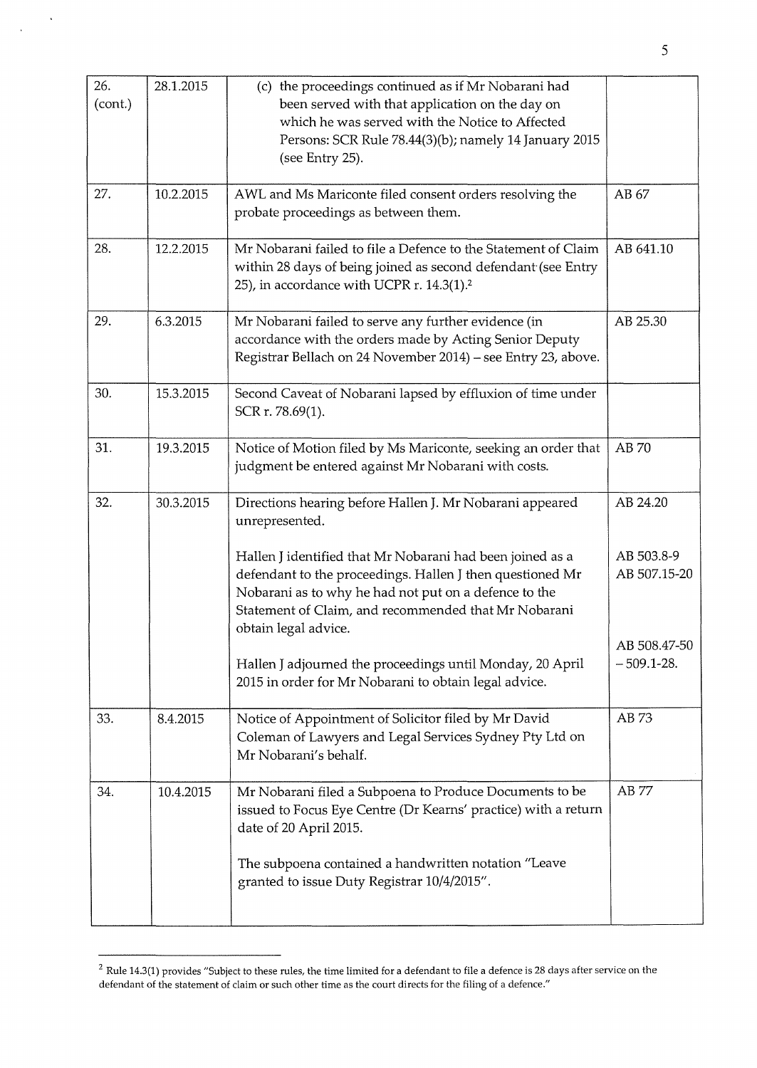| 26. (cont.) | 28.1.2015 | (c) the proceedings continued as if Mr Nobarani had been served with that application on the day on which he was served with the Notice to Affected Persons: SCR Rule 78.44(3)(b); namely 14 January 2015 (see Entry 25). | |
|---|---|---|---|
| 27. | 10.2.2015 | AWL and Ms Mariconte filed consent orders resolving the probate proceedings as between them. | AB 67 |
| 28. | 12.2.2015 | Mr Nobarani failed to file a Defence to the Statement of Claim within 28 days of being joined as second defendant (see Entry 25), in accordance with UCPR r. 14.3(1).[2] | AB 641.10 |
| 29. | 6.3.2015 | Mr Nobarani failed to serve any further evidence (in accordance with the orders made by Acting Senior Deputy Registrar Bellach on 24 November 2014) – see Entry 23, above. | AB 25.30 |
| 30. | 15.3.2015 | Second Caveat of Nobarani lapsed by effluxion of time under SCR r. 78.69(1). | |
| 31. | 19.3.2015 | Notice of Motion filed by Ms Mariconte, seeking an order that judgment be entered against Mr Nobarani with costs. | AB 70 |
| 32. | 30.3.2015 | Directions hearing before Hallen J. Mr Nobarani appeared unrepresented.<br><br>Hallen J identified that Mr Nobarani had been joined as a defendant to the proceedings. Hallen J then questioned Mr Nobarani as to why he had not put on a defence to the Statement of Claim, and recommended that Mr Nobarani obtain legal advice.<br><br>Hallen J adjourned the proceedings until Monday, 20 April 2015 in order for Mr Nobarani to obtain legal advice. | AB 24.20<br><br>AB 503.8-9<br>AB 507.15-20<br><br>AB 508.47-50 – 509.1-28. |
| 33. | 8.4.2015 | Notice of Appointment of Solicitor filed by Mr David Coleman of Lawyers and Legal Services Sydney Pty Ltd on Mr Nobarani's behalf. | AB 73 |
| 34. | 10.4.2015 | Mr Nobarani filed a Subpoena to Produce Documents to be issued to Focus Eye Centre (Dr Kearns' practice) with a return date of 20 April 2015.<br><br>The subpoena contained a handwritten notation "Leave granted to issue Duty Registrar 10/4/2015". | AB 77 |

[2] Rule 14.3(1) provides "Subject to these rules, the time limited for a defendant to file a defence is 28 days after service on the defendant of the statement of claim or such other time as the court directs for the filing of a defence."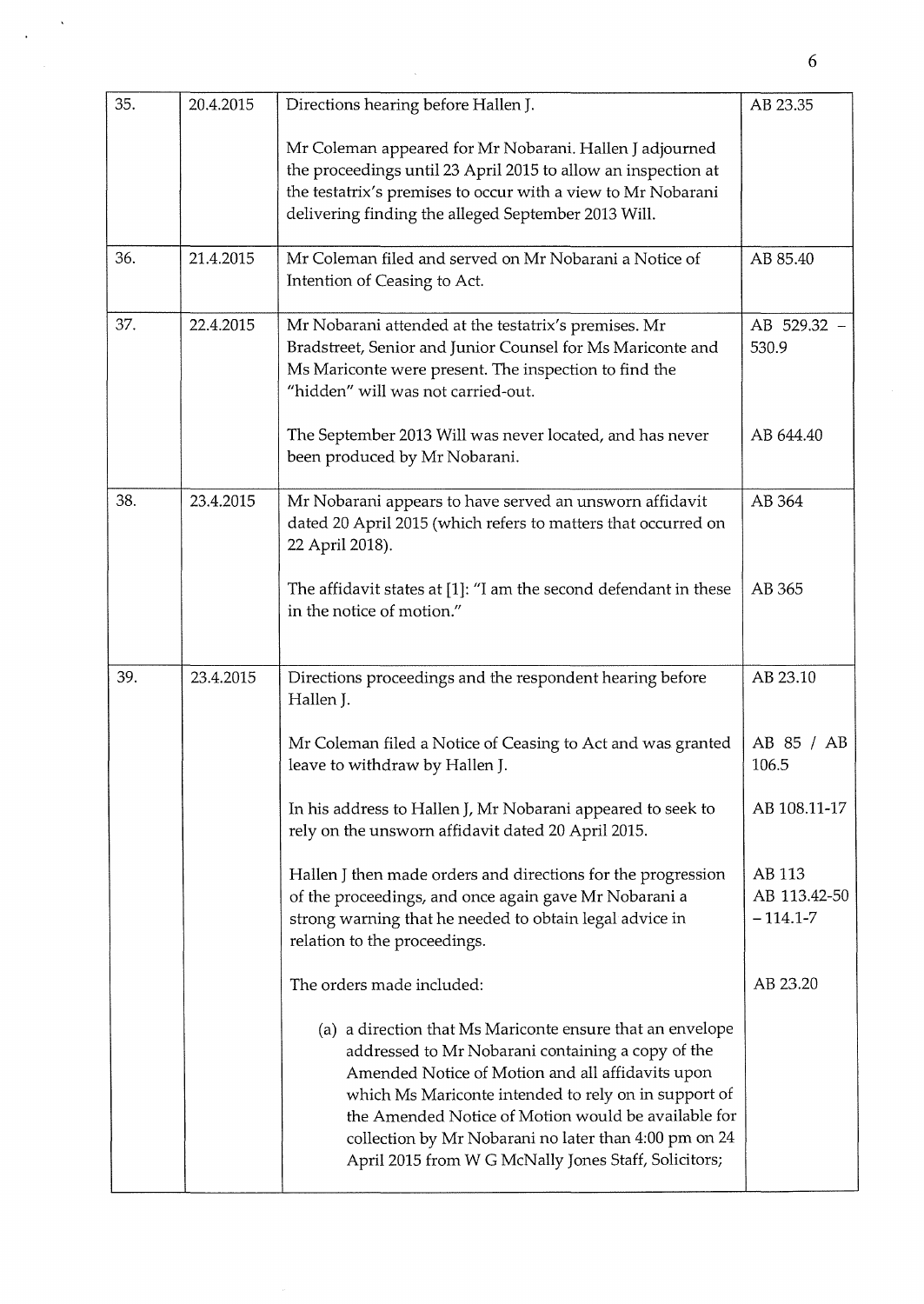| | | | |
|---|---|---|---|
| 35. | 20.4.2015 | Directions hearing before Hallen J.<br><br>Mr Coleman appeared for Mr Nobarani. Hallen J adjourned the proceedings until 23 April 2015 to allow an inspection at the testatrix's premises to occur with a view to Mr Nobarani delivering finding the alleged September 2013 Will. | AB 23.35 |
| 36. | 21.4.2015 | Mr Coleman filed and served on Mr Nobarani a Notice of Intention of Ceasing to Act. | AB 85.40 |
| 37. | 22.4.2015 | Mr Nobarani attended at the testatrix's premises. Mr Bradstreet, Senior and Junior Counsel for Ms Mariconte and Ms Mariconte were present. The inspection to find the "hidden" will was not carried-out.<br><br>The September 2013 Will was never located, and has never been produced by Mr Nobarani. | AB 529.32 – 530.9<br><br>AB 644.40 |
| 38. | 23.4.2015 | Mr Nobarani appears to have served an unsworn affidavit dated 20 April 2015 (which refers to matters that occurred on 22 April 2018).<br><br>The affidavit states at [1]: "I am the second defendant in these in the notice of motion." | AB 364<br><br>AB 365 |
| 39. | 23.4.2015 | Directions proceedings and the respondent hearing before Hallen J.<br><br>Mr Coleman filed a Notice of Ceasing to Act and was granted leave to withdraw by Hallen J.<br><br>In his address to Hallen J, Mr Nobarani appeared to seek to rely on the unsworn affidavit dated 20 April 2015.<br><br>Hallen J then made orders and directions for the progression of the proceedings, and once again gave Mr Nobarani a strong warning that he needed to obtain legal advice in relation to the proceedings.<br><br>The orders made included:<br><br>(a) a direction that Ms Mariconte ensure that an envelope addressed to Mr Nobarani containing a copy of the Amended Notice of Motion and all affidavits upon which Ms Mariconte intended to rely on in support of the Amended Notice of Motion would be available for collection by Mr Nobarani no later than 4:00 pm on 24 April 2015 from W G McNally Jones Staff, Solicitors; | AB 23.10<br><br>AB 85 / AB 106.5<br><br>AB 108.11-17<br><br>AB 113<br>AB 113.42-50 – 114.1-7<br><br>AB 23.20 |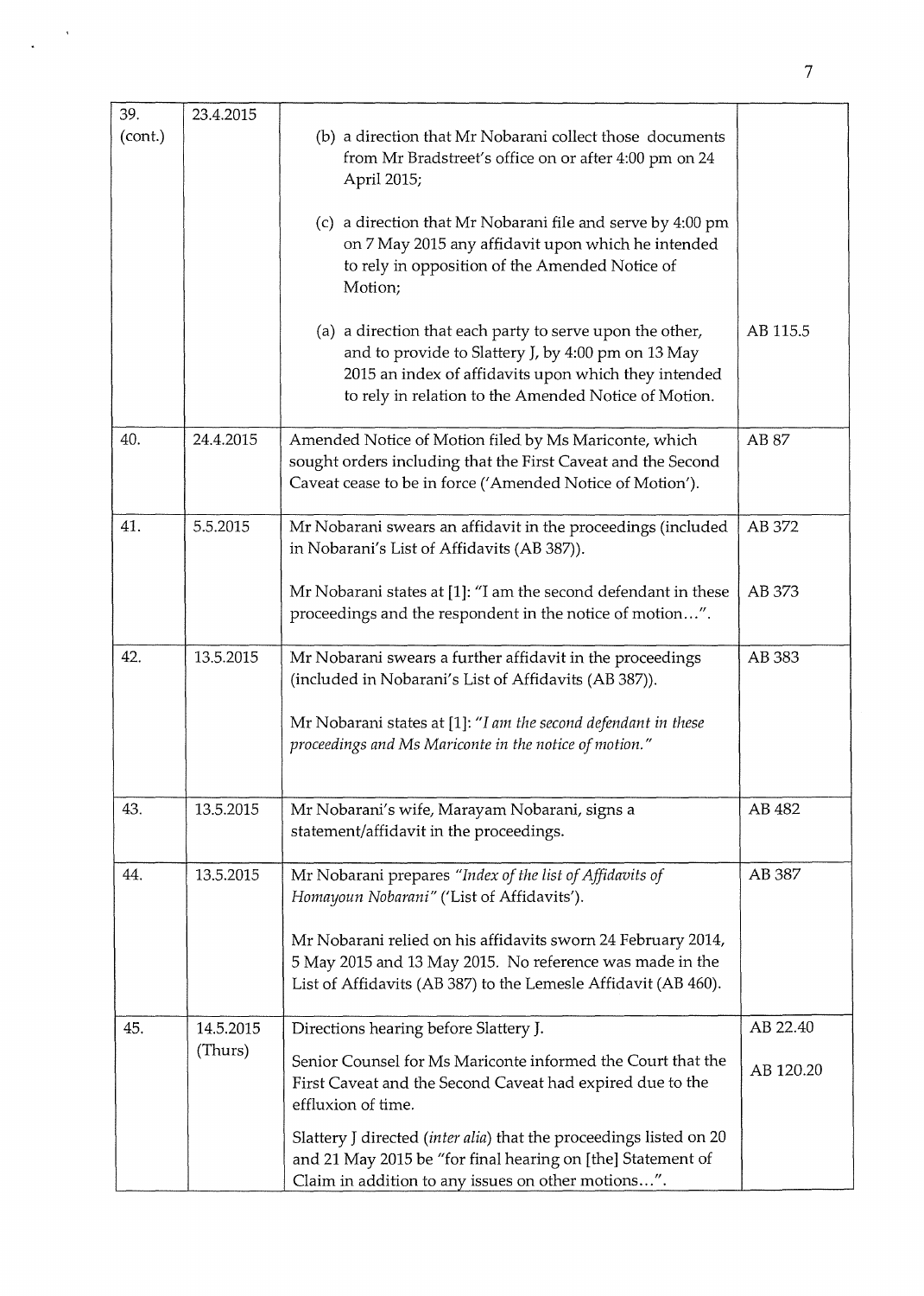| | | | |
|---|---|---|---|
| 39. (cont.) | 23.4.2015 | (b) a direction that Mr Nobarani collect those documents from Mr Bradstreet's office on or after 4:00 pm on 24 April 2015;<br><br>(c) a direction that Mr Nobarani file and serve by 4:00 pm on 7 May 2015 any affidavit upon which he intended to rely in opposition of the Amended Notice of Motion;<br><br>(a) a direction that each party to serve upon the other, and to provide to Slattery J, by 4:00 pm on 13 May 2015 an index of affidavits upon which they intended to rely in relation to the Amended Notice of Motion. | AB 115.5 |
| 40. | 24.4.2015 | Amended Notice of Motion filed by Ms Mariconte, which sought orders including that the First Caveat and the Second Caveat cease to be in force ('Amended Notice of Motion'). | AB 87 |
| 41. | 5.5.2015 | Mr Nobarani swears an affidavit in the proceedings (included in Nobarani's List of Affidavits (AB 387)).<br><br>Mr Nobarani states at [1]: "I am the second defendant in these proceedings and the respondent in the notice of motion…". | AB 372<br><br>AB 373 |
| 42. | 13.5.2015 | Mr Nobarani swears a further affidavit in the proceedings (included in Nobarani's List of Affidavits (AB 387)).<br><br>Mr Nobarani states at [1]: *"I am the second defendant in these proceedings and Ms Mariconte in the notice of motion."* | AB 383 |
| 43. | 13.5.2015 | Mr Nobarani's wife, Marayam Nobarani, signs a statement/affidavit in the proceedings. | AB 482 |
| 44. | 13.5.2015 | Mr Nobarani prepares *"Index of the list of Affidavits of Homayoun Nobarani"* ('List of Affidavits').<br><br>Mr Nobarani relied on his affidavits sworn 24 February 2014, 5 May 2015 and 13 May 2015. No reference was made in the List of Affidavits (AB 387) to the Lemesle Affidavit (AB 460). | AB 387 |
| 45. | 14.5.2015 (Thurs) | Directions hearing before Slattery J.<br><br>Senior Counsel for Ms Mariconte informed the Court that the First Caveat and the Second Caveat had expired due to the effluxion of time.<br><br>Slattery J directed (*inter alia*) that the proceedings listed on 20 and 21 May 2015 be "for final hearing on [the] Statement of Claim in addition to any issues on other motions…". | AB 22.40<br><br>AB 120.20 |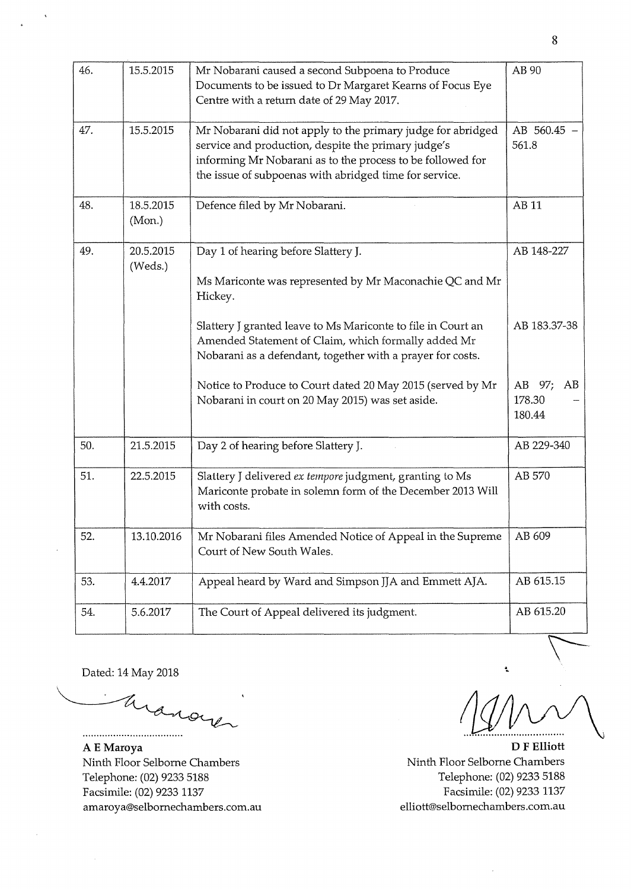| | | | |
|---|---|---|---|
| 46. | 15.5.2015 | Mr Nobarani caused a second Subpoena to Produce Documents to be issued to Dr Margaret Kearns of Focus Eye Centre with a return date of 29 May 2017. | AB 90 |
| 47. | 15.5.2015 | Mr Nobarani did not apply to the primary judge for abridged service and production, despite the primary judge's informing Mr Nobarani as to the process to be followed for the issue of subpoenas with abridged time for service. | AB 560.45 – 561.8 |
| 48. | 18.5.2015 (Mon.) | Defence filed by Mr Nobarani. | AB 11 |
| 49. | 20.5.2015 (Weds.) | Day 1 of hearing before Slattery J.<br><br>Ms Mariconte was represented by Mr Maconachie QC and Mr Hickey.<br><br>Slattery J granted leave to Ms Mariconte to file in Court an Amended Statement of Claim, which formally added Mr Nobarani as a defendant, together with a prayer for costs.<br><br>Notice to Produce to Court dated 20 May 2015 (served by Mr Nobarani in court on 20 May 2015) was set aside. | AB 148-227<br><br><br><br>AB 183.37-38<br><br><br>AB 97; AB 178.30 – 180.44 |
| 50. | 21.5.2015 | Day 2 of hearing before Slattery J. | AB 229-340 |
| 51. | 22.5.2015 | Slattery J delivered *ex tempore* judgment, granting to Ms Mariconte probate in solemn form of the December 2013 Will with costs. | AB 570 |
| 52. | 13.10.2016 | Mr Nobarani files Amended Notice of Appeal in the Supreme Court of New South Wales. | AB 609 |
| 53. | 4.4.2017 | Appeal heard by Ward and Simpson JJA and Emmett AJA. | AB 615.15 |
| 54. | 5.6.2017 | The Court of Appeal delivered its judgment. | AB 615.20 |

Dated: 14 May 2018

...................................

**A E Maroya**
Ninth Floor Selborne Chambers
Telephone: (02) 9233 5188
Facsimile: (02) 9233 1137
amaroya@selbornechambers.com.au

...................................

**D F Elliott**
Ninth Floor Selborne Chambers
Telephone: (02) 9233 5188
Facsimile: (02) 9233 1137
elliott@selbornechambers.com.au